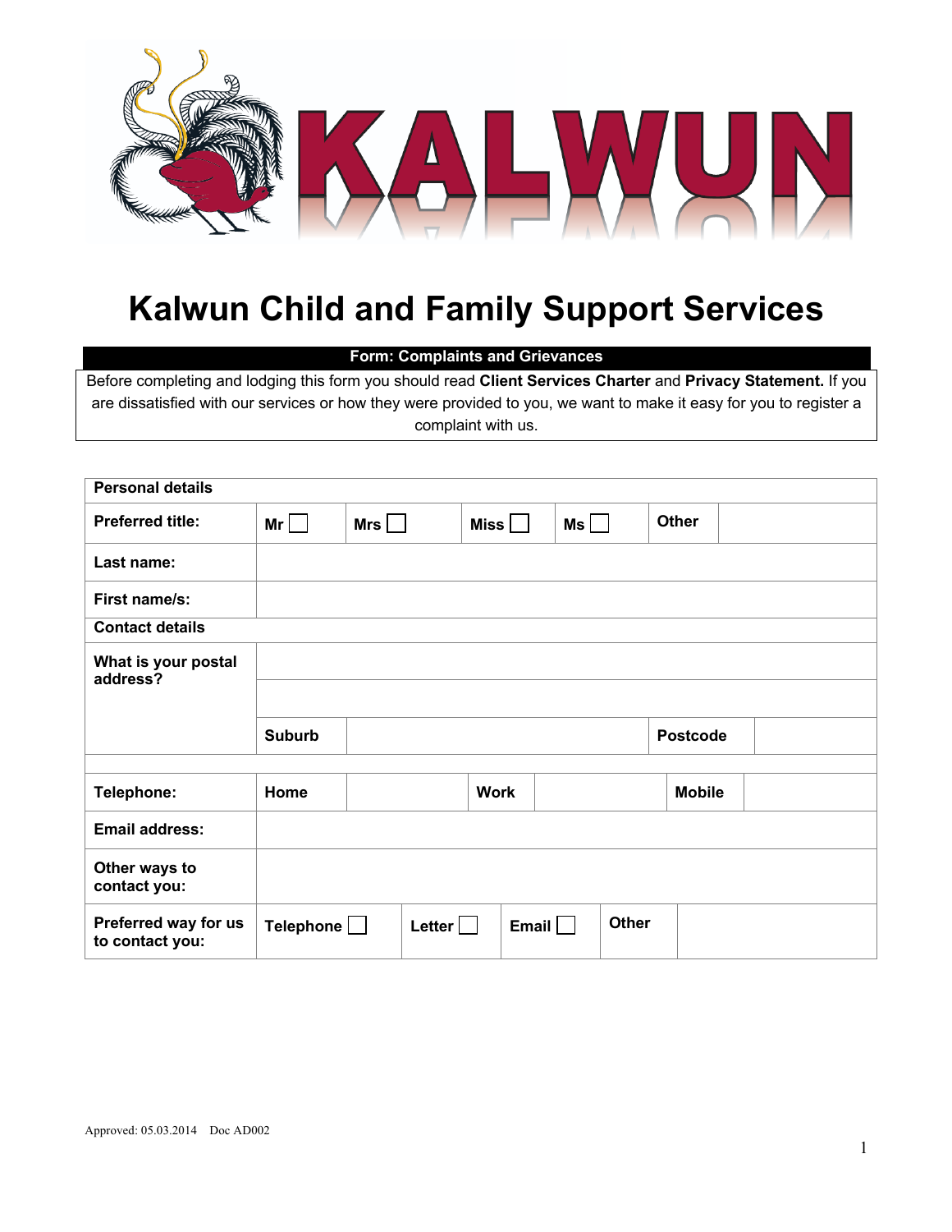KALWUN

# Kalwun Child and Family Support Services

**Form: Complaints and Grievances**

Before completing and lodging this form you should read **Client Services Charter** and **Privacy Statement.** If you are dissatisfied with our services or how they were provided to you, we want to make it easy for you to register a complaint with us.

| **Personal details** | | | | | | | |
|---|---|---|---|---|---|---|---|
| **Preferred title:** | **Mr** ☐ | **Mrs** ☐ | **Miss** ☐ | **Ms** ☐ | **Other** | | |
| **Last name:** | | | | | | | |
| **First name/s:** | | | | | | | |
| **Contact details** | | | | | | | |
| **What is your postal address?** | | | | | | | |
| | | | | | | | |
| | **Suburb** | | | | **Postcode** | | |
| | | | | | | | |
| **Telephone:** | **Home** | | **Work** | | **Mobile** | | |
| **Email address:** | | | | | | | |
| **Other ways to contact you:** | | | | | | | |
| **Preferred way for us to contact you:** | **Telephone** ☐ | **Letter** ☐ | **Email** ☐ | **Other** | | | |

Approved: 05.03.2014 Doc AD002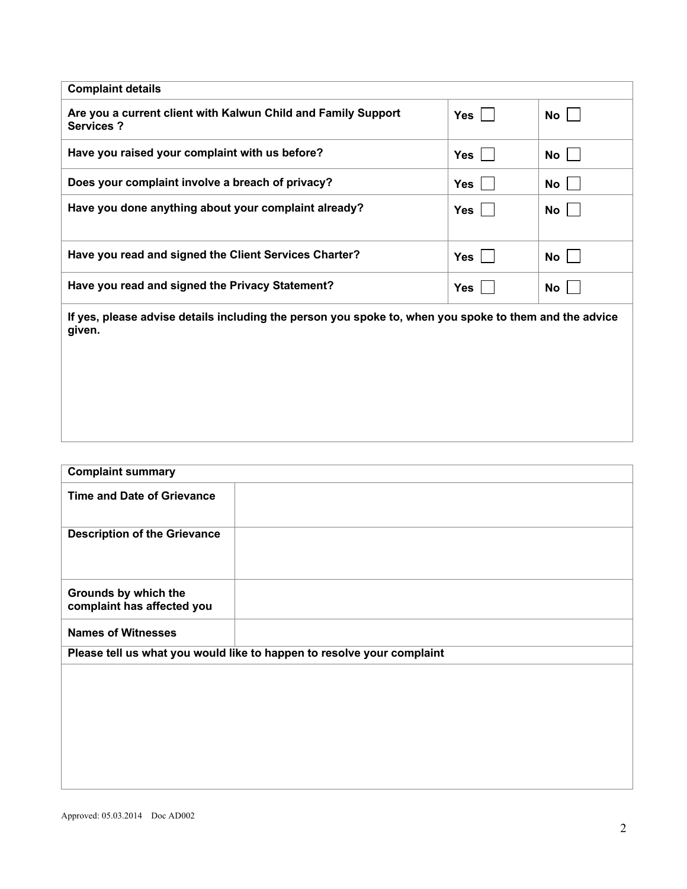| Complaint details | | |
|---|---|---|
| **Are you a current client with Kalwun Child and Family Support Services ?** | **Yes** ☐ | **No** ☐ |
| **Have you raised your complaint with us before?** | **Yes** ☐ | **No** ☐ |
| **Does your complaint involve a breach of privacy?** | **Yes** ☐ | **No** ☐ |
| **Have you done anything about your complaint already?** | **Yes** ☐ | **No** ☐ |
| **Have you read and signed the Client Services Charter?** | **Yes** ☐ | **No** ☐ |
| **Have you read and signed the Privacy Statement?** | **Yes** ☐ | **No** ☐ |
| **If yes, please advise details including the person you spoke to, when you spoke to them and the advice given.** | | |

| Complaint summary | |
|---|---|
| **Time and Date of Grievance** | |
| **Description of the Grievance** | |
| **Grounds by which the complaint has affected you** | |
| **Names of Witnesses** | |
| **Please tell us what you would like to happen to resolve your complaint** | |

Approved: 05.03.2014 Doc AD002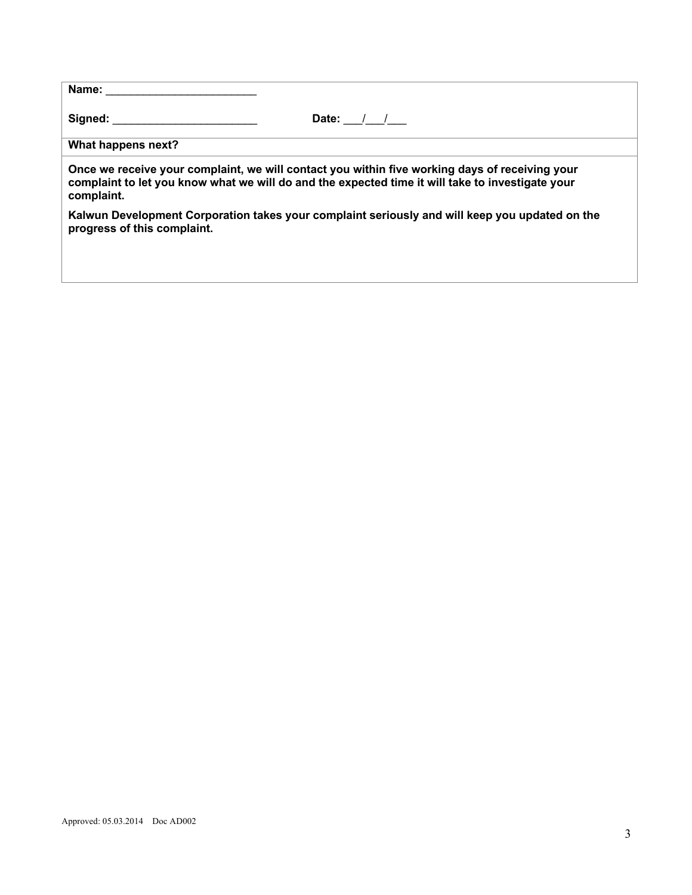**Name:** ________________________

**Signed:** _______________________ **Date:** ___/___/___

**What happens next?**

**Once we receive your complaint, we will contact you within five working days of receiving your complaint to let you know what we will do and the expected time it will take to investigate your complaint.**

**Kalwun Development Corporation takes your complaint seriously and will keep you updated on the progress of this complaint.**

Approved: 05.03.2014 Doc AD002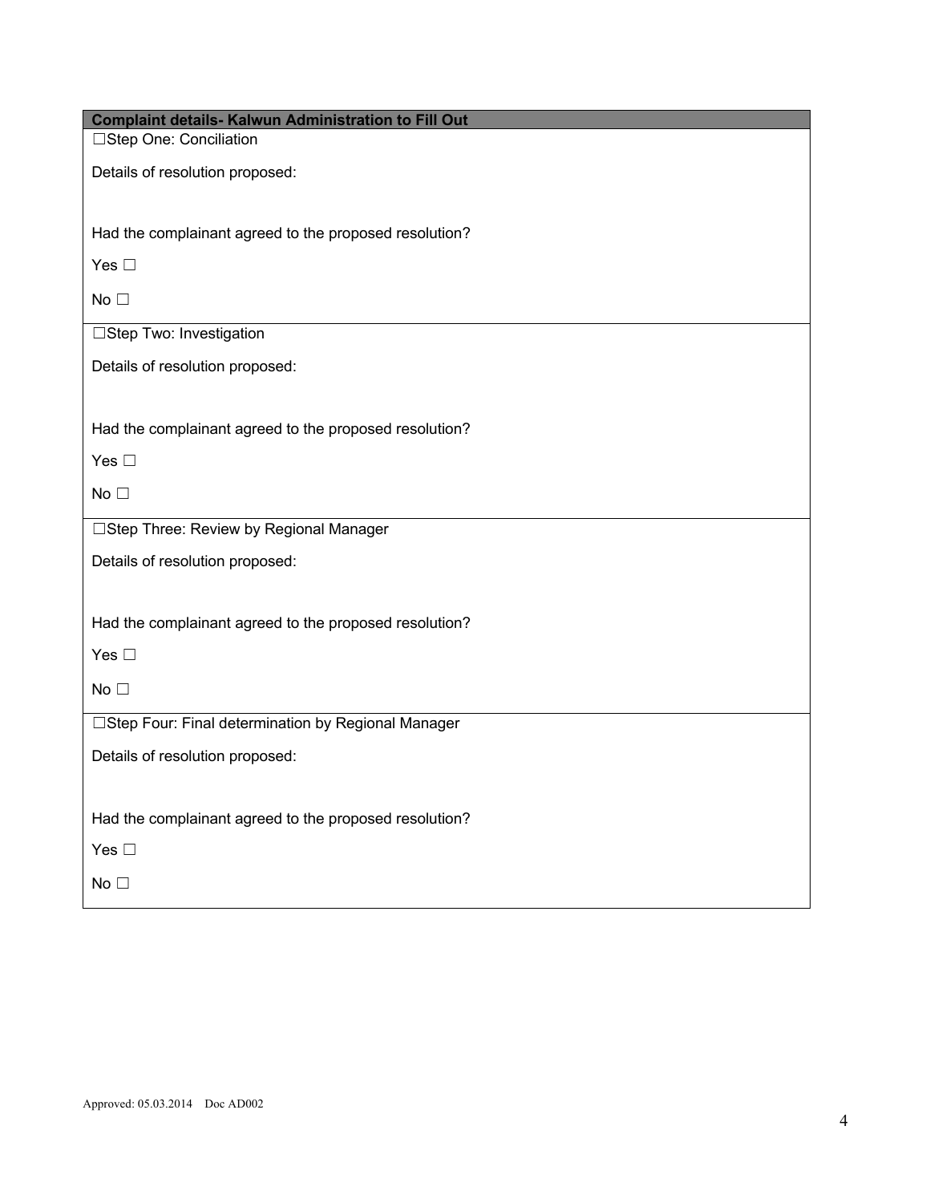| Complaint details- Kalwun Administration to Fill Out |
| --- |
| ☐Step One: Conciliation<br><br>Details of resolution proposed:<br><br><br>Had the complainant agreed to the proposed resolution?<br><br>Yes ☐<br><br>No ☐ |
| ☐Step Two: Investigation<br><br>Details of resolution proposed:<br><br><br>Had the complainant agreed to the proposed resolution?<br><br>Yes ☐<br><br>No ☐ |
| ☐Step Three: Review by Regional Manager<br><br>Details of resolution proposed:<br><br><br>Had the complainant agreed to the proposed resolution?<br><br>Yes ☐<br><br>No ☐ |
| ☐Step Four: Final determination by Regional Manager<br><br>Details of resolution proposed:<br><br><br>Had the complainant agreed to the proposed resolution?<br><br>Yes ☐<br><br>No ☐ |

Approved: 05.03.2014 Doc AD002